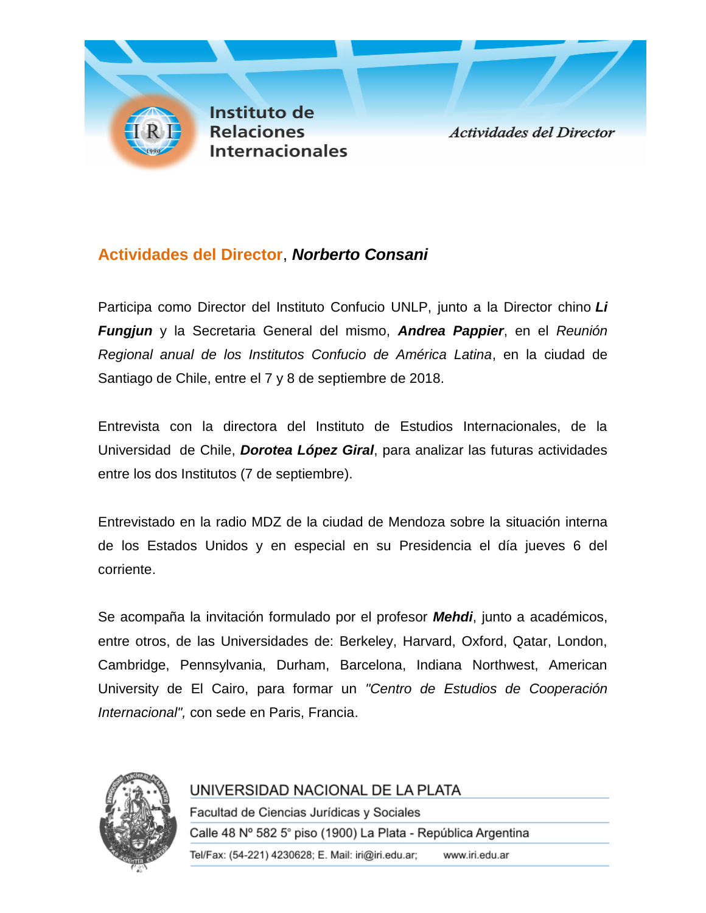Instituto de Relaciones Internacionales

*Actividades del Director*

## Actividades del Director, ***Norberto Consani***

Participa como Director del Instituto Confucio UNLP, junto a la Director chino ***Li Fungjun*** y la Secretaria General del mismo, ***Andrea Pappier***, en el *Reunión Regional anual de los Institutos Confucio de América Latina*, en la ciudad de Santiago de Chile, entre el 7 y 8 de septiembre de 2018.

Entrevista con la directora del Instituto de Estudios Internacionales, de la Universidad de Chile, ***Dorotea López Giral***, para analizar las futuras actividades entre los dos Institutos (7 de septiembre).

Entrevistado en la radio MDZ de la ciudad de Mendoza sobre la situación interna de los Estados Unidos y en especial en su Presidencia el día jueves 6 del corriente.

Se acompaña la invitación formulado por el profesor ***Mehdi***, junto a académicos, entre otros, de las Universidades de: Berkeley, Harvard, Oxford, Qatar, London, Cambridge, Pennsylvania, Durham, Barcelona, Indiana Northwest, American University de El Cairo, para formar un *"Centro de Estudios de Cooperación Internacional",* con sede en Paris, Francia.

UNIVERSIDAD NACIONAL DE LA PLATA
Facultad de Ciencias Jurídicas y Sociales
Calle 48 Nº 582 5º piso (1900) La Plata - República Argentina
Tel/Fax: (54-221) 4230628; E. Mail: iri@iri.edu.ar; www.iri.edu.ar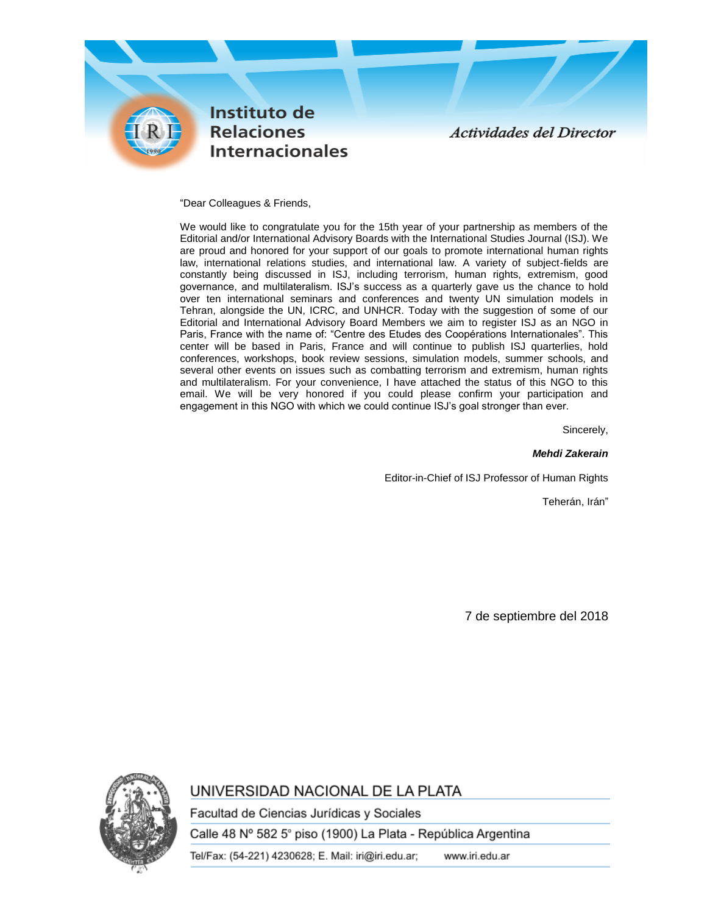“Dear Colleagues & Friends,

We would like to congratulate you for the 15th year of your partnership as members of the Editorial and/or International Advisory Boards with the International Studies Journal (ISJ). We are proud and honored for your support of our goals to promote international human rights law, international relations studies, and international law. A variety of subject-fields are constantly being discussed in ISJ, including terrorism, human rights, extremism, good governance, and multilateralism. ISJ’s success as a quarterly gave us the chance to hold over ten international seminars and conferences and twenty UN simulation models in Tehran, alongside the UN, ICRC, and UNHCR. Today with the suggestion of some of our Editorial and International Advisory Board Members we aim to register ISJ as an NGO in Paris, France with the name of: “Centre des Etudes des Coopérations Internationales”. This center will be based in Paris, France and will continue to publish ISJ quarterlies, hold conferences, workshops, book review sessions, simulation models, summer schools, and several other events on issues such as combatting terrorism and extremism, human rights and multilateralism. For your convenience, I have attached the status of this NGO to this email. We will be very honored if you could please confirm your participation and engagement in this NGO with which we could continue ISJ’s goal stronger than ever.

Sincerely,

***Mehdi Zakerain***

Editor-in-Chief of ISJ Professor of Human Rights

Teherán, Irán”

7 de septiembre del 2018